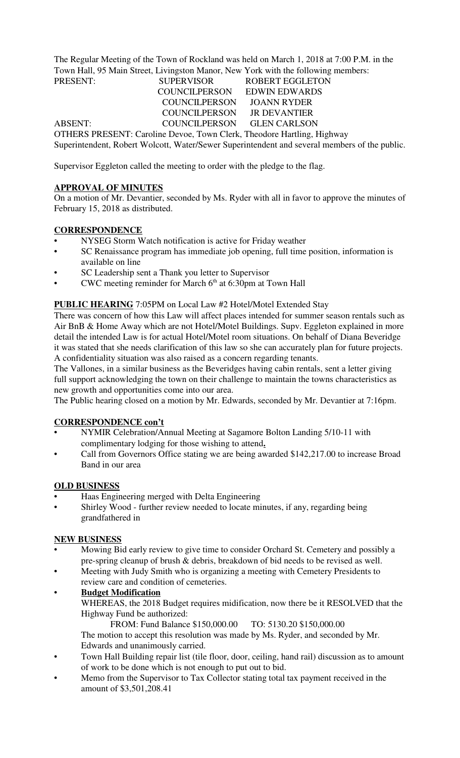The Regular Meeting of the Town of Rockland was held on March 1, 2018 at 7:00 P.M. in the Town Hall, 95 Main Street, Livingston Manor, New York with the following members:

| | | |
|---|---|---|
| PRESENT: | SUPERVISOR | ROBERT EGGLETON |
| | COUNCILPERSON | EDWIN EDWARDS |
| | COUNCILPERSON | JOANN RYDER |
| | COUNCILPERSON | JR DEVANTIER |
| ABSENT: | COUNCILPERSON | GLEN CARLSON |

OTHERS PRESENT: Caroline Devoe, Town Clerk, Theodore Hartling, Highway Superintendent, Robert Wolcott, Water/Sewer Superintendent and several members of the public.

Supervisor Eggleton called the meeting to order with the pledge to the flag.

**APPROVAL OF MINUTES**

On a motion of Mr. Devantier, seconded by Ms. Ryder with all in favor to approve the minutes of February 15, 2018 as distributed.

**CORRESPONDENCE**

- NYSEG Storm Watch notification is active for Friday weather
- SC Renaissance program has immediate job opening, full time position, information is available on line
- SC Leadership sent a Thank you letter to Supervisor
- CWC meeting reminder for March 6th at 6:30pm at Town Hall

**PUBLIC HEARING** 7:05PM on Local Law #2 Hotel/Motel Extended Stay

There was concern of how this Law will affect places intended for summer season rentals such as Air BnB & Home Away which are not Hotel/Motel Buildings. Supv. Eggleton explained in more detail the intended Law is for actual Hotel/Motel room situations. On behalf of Diana Beveridge it was stated that she needs clarification of this law so she can accurately plan for future projects. A confidentiality situation was also raised as a concern regarding tenants.

The Vallones, in a similar business as the Beveridges having cabin rentals, sent a letter giving full support acknowledging the town on their challenge to maintain the towns characteristics as new growth and opportunities come into our area.

The Public hearing closed on a motion by Mr. Edwards, seconded by Mr. Devantier at 7:16pm.

**CORRESPONDENCE con't**

- NYMIR Celebration/Annual Meeting at Sagamore Bolton Landing 5/10-11 with complimentary lodging for those wishing to attend**.**
- Call from Governors Office stating we are being awarded $142,217.00 to increase Broad Band in our area

**OLD BUSINESS**

- Haas Engineering merged with Delta Engineering
- Shirley Wood - further review needed to locate minutes, if any, regarding being grandfathered in

**NEW BUSINESS**

- Mowing Bid early review to give time to consider Orchard St. Cemetery and possibly a pre-spring cleanup of brush & debris, breakdown of bid needs to be revised as well.
- Meeting with Judy Smith who is organizing a meeting with Cemetery Presidents to review care and condition of cemeteries.
- **Budget Modification**

  WHEREAS, the 2018 Budget requires midification, now there be it RESOLVED that the Highway Fund be authorized:

  FROM: Fund Balance $150,000.00 TO: 5130.20 $150,000.00

  The motion to accept this resolution was made by Ms. Ryder, and seconded by Mr. Edwards and unanimously carried.
- Town Hall Building repair list (tile floor, door, ceiling, hand rail) discussion as to amount of work to be done which is not enough to put out to bid.
- Memo from the Supervisor to Tax Collector stating total tax payment received in the amount of $3,501,208.41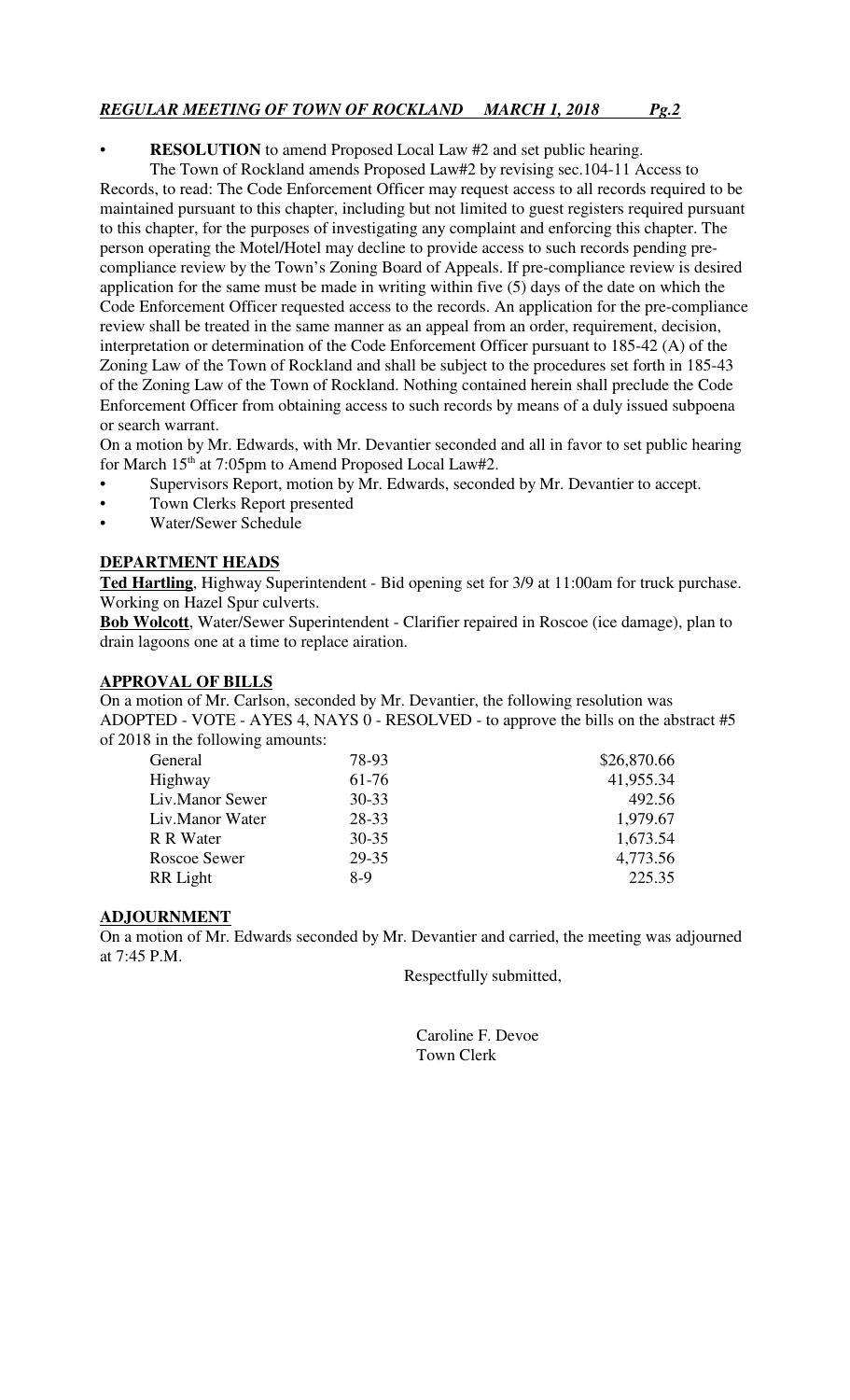- **RESOLUTION** to amend Proposed Local Law #2 and set public hearing.

The Town of Rockland amends Proposed Law#2 by revising sec.104-11 Access to Records, to read: The Code Enforcement Officer may request access to all records required to be maintained pursuant to this chapter, including but not limited to guest registers required pursuant to this chapter, for the purposes of investigating any complaint and enforcing this chapter. The person operating the Motel/Hotel may decline to provide access to such records pending pre-compliance review by the Town's Zoning Board of Appeals. If pre-compliance review is desired application for the same must be made in writing within five (5) days of the date on which the Code Enforcement Officer requested access to the records. An application for the pre-compliance review shall be treated in the same manner as an appeal from an order, requirement, decision, interpretation or determination of the Code Enforcement Officer pursuant to 185-42 (A) of the Zoning Law of the Town of Rockland and shall be subject to the procedures set forth in 185-43 of the Zoning Law of the Town of Rockland. Nothing contained herein shall preclude the Code Enforcement Officer from obtaining access to such records by means of a duly issued subpoena or search warrant.

On a motion by Mr. Edwards, with Mr. Devantier seconded and all in favor to set public hearing for March 15th at 7:05pm to Amend Proposed Local Law#2.

- Supervisors Report, motion by Mr. Edwards, seconded by Mr. Devantier to accept.
- Town Clerks Report presented
- Water/Sewer Schedule

## DEPARTMENT HEADS

**Ted Hartling**, Highway Superintendent - Bid opening set for 3/9 at 11:00am for truck purchase. Working on Hazel Spur culverts.

**Bob Wolcott**, Water/Sewer Superintendent - Clarifier repaired in Roscoe (ice damage), plan to drain lagoons one at a time to replace airation.

## APPROVAL OF BILLS

On a motion of Mr. Carlson, seconded by Mr. Devantier, the following resolution was ADOPTED - VOTE - AYES 4, NAYS 0 - RESOLVED - to approve the bills on the abstract #5 of 2018 in the following amounts:

| | | |
|---|---|---|
| General | 78-93 | \$26,870.66 |
| Highway | 61-76 | 41,955.34 |
| Liv.Manor Sewer | 30-33 | 492.56 |
| Liv.Manor Water | 28-33 | 1,979.67 |
| R R Water | 30-35 | 1,673.54 |
| Roscoe Sewer | 29-35 | 4,773.56 |
| RR Light | 8-9 | 225.35 |

## ADJOURNMENT

On a motion of Mr. Edwards seconded by Mr. Devantier and carried, the meeting was adjourned at 7:45 P.M.

Respectfully submitted,

Caroline F. Devoe
Town Clerk